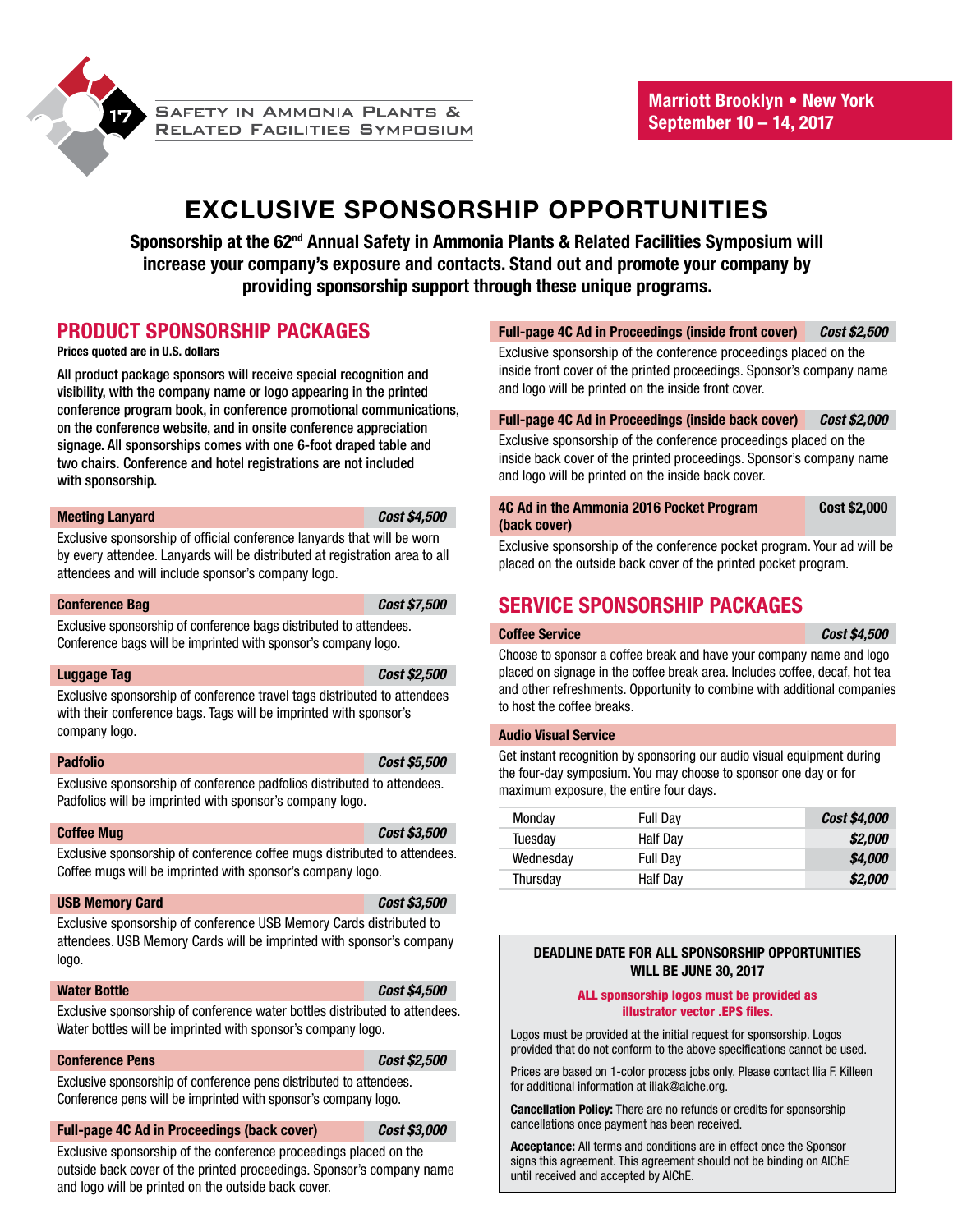Safety in Ammonia Plants & Related Facilities Symposium

**Marriott Brooklyn • New York**
**September 10 – 14, 2017**

# EXCLUSIVE SPONSORSHIP OPPORTUNITIES

**Sponsorship at the 62nd Annual Safety in Ammonia Plants & Related Facilities Symposium will increase your company's exposure and contacts. Stand out and promote your company by providing sponsorship support through these unique programs.**

## PRODUCT SPONSORSHIP PACKAGES

**Prices quoted are in U.S. dollars**

All product package sponsors will receive special recognition and visibility, with the company name or logo appearing in the printed conference program book, in conference promotional communications, on the conference website, and in onsite conference appreciation signage. All sponsorships comes with one 6-foot draped table and two chairs. Conference and hotel registrations are not included with sponsorship.

**Meeting Lanyard** — *Cost $4,500*

Exclusive sponsorship of official conference lanyards that will be worn by every attendee. Lanyards will be distributed at registration area to all attendees and will include sponsor's company logo.

**Conference Bag** — *Cost $7,500*

Exclusive sponsorship of conference bags distributed to attendees. Conference bags will be imprinted with sponsor's company logo.

**Luggage Tag** — *Cost $2,500*

Exclusive sponsorship of conference travel tags distributed to attendees with their conference bags. Tags will be imprinted with sponsor's company logo.

**Padfolio** — *Cost $5,500*

Exclusive sponsorship of conference padfolios distributed to attendees. Padfolios will be imprinted with sponsor's company logo.

**Coffee Mug** — *Cost $3,500*

Exclusive sponsorship of conference coffee mugs distributed to attendees. Coffee mugs will be imprinted with sponsor's company logo.

**USB Memory Card** — *Cost $3,500*

Exclusive sponsorship of conference USB Memory Cards distributed to attendees. USB Memory Cards will be imprinted with sponsor's company logo.

**Water Bottle** — *Cost $4,500*

Exclusive sponsorship of conference water bottles distributed to attendees. Water bottles will be imprinted with sponsor's company logo.

**Conference Pens** — *Cost $2,500*

Exclusive sponsorship of conference pens distributed to attendees. Conference pens will be imprinted with sponsor's company logo.

**Full-page 4C Ad in Proceedings (back cover)** — *Cost $3,000*

Exclusive sponsorship of the conference proceedings placed on the outside back cover of the printed proceedings. Sponsor's company name and logo will be printed on the outside back cover.

**Full-page 4C Ad in Proceedings (inside front cover)** — *Cost $2,500*

Exclusive sponsorship of the conference proceedings placed on the inside front cover of the printed proceedings. Sponsor's company name and logo will be printed on the inside front cover.

**Full-page 4C Ad in Proceedings (inside back cover)** — *Cost $2,000*

Exclusive sponsorship of the conference proceedings placed on the inside back cover of the printed proceedings. Sponsor's company name and logo will be printed on the inside back cover.

**4C Ad in the Ammonia 2016 Pocket Program (back cover)** — **Cost $2,000**

Exclusive sponsorship of the conference pocket program. Your ad will be placed on the outside back cover of the printed pocket program.

## SERVICE SPONSORSHIP PACKAGES

**Coffee Service** — *Cost $4,500*

Choose to sponsor a coffee break and have your company name and logo placed on signage in the coffee break area. Includes coffee, decaf, hot tea and other refreshments. Opportunity to combine with additional companies to host the coffee breaks.

**Audio Visual Service**

Get instant recognition by sponsoring our audio visual equipment during the four-day symposium. You may choose to sponsor one day or for maximum exposure, the entire four days.

| Day | Duration | Cost |
|---|---|---|
| Monday | Full Day | *Cost $4,000* |
| Tuesday | Half Day | *$2,000* |
| Wednesday | Full Day | *$4,000* |
| Thursday | Half Day | *$2,000* |

**DEADLINE DATE FOR ALL SPONSORSHIP OPPORTUNITIES WILL BE JUNE 30, 2017**

**ALL sponsorship logos must be provided as illustrator vector .EPS files.**

Logos must be provided at the initial request for sponsorship. Logos provided that do not conform to the above specifications cannot be used.

Prices are based on 1-color process jobs only. Please contact Ilia F. Killeen for additional information at iliak@aiche.org.

**Cancellation Policy:** There are no refunds or credits for sponsorship cancellations once payment has been received.

**Acceptance:** All terms and conditions are in effect once the Sponsor signs this agreement. This agreement should not be binding on AIChE until received and accepted by AIChE.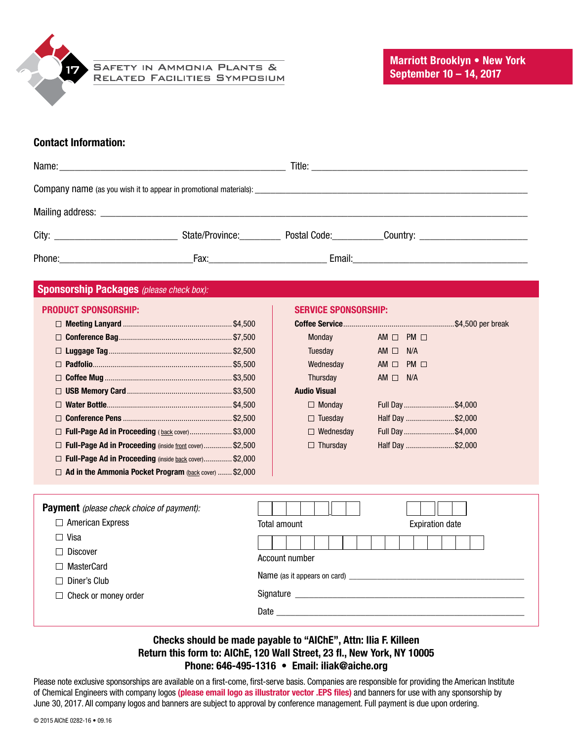**SAFETY IN AMMONIA PLANTS & RELATED FACILITIES SYMPOSIUM**

**Marriott Brooklyn • New York**
**September 10 – 14, 2017**

## Contact Information:

Name: ______________________________ Title: ______________________________

Company name (as you wish it to appear in promotional materials): ______________________________

Mailing address: ______________________________

City: ______________ State/Province: ________ Postal Code: __________ Country: ______________

Phone: ______________ Fax: ______________ Email: ______________________________

## Sponsorship Packages *(please check box):*

### PRODUCT SPONSORSHIP:

- ☐ **Meeting Lanyard** .................... $4,500
- ☐ **Conference Bag** .................... $7,500
- ☐ **Luggage Tag** .................... $2,500
- ☐ **Padfolio** .................... $5,500
- ☐ **Coffee Mug** .................... $3,500
- ☐ **USB Memory Card** .................... $3,500
- ☐ **Water Bottle** .................... $4,500
- ☐ **Conference Pens** .................... $2,500
- ☐ **Full-Page Ad in Proceeding** (back cover) .................... $3,000
- ☐ **Full-Page Ad in Proceeding** (inside front cover) .................... $2,500
- ☐ **Full-Page Ad in Proceeding** (inside back cover) .................... $2,000
- ☐ **Ad in the Ammonia Pocket Program** (back cover) .................... $2,000

### SERVICE SPONSORSHIP:

**Coffee Service** .................... $4,500 per break

| | | |
|---|---|---|
| Monday | AM ☐ | PM ☐ |
| Tuesday | AM ☐ | N/A |
| Wednesday | AM ☐ | PM ☐ |
| Thursday | AM ☐ | N/A |

**Audio Visual**

| | | |
|---|---|---|
| ☐ Monday | Full Day | $4,000 |
| ☐ Tuesday | Half Day | $2,000 |
| ☐ Wednesday | Full Day | $4,000 |
| ☐ Thursday | Half Day | $2,000 |

## Payment *(please check choice of payment):*

- ☐ American Express
- ☐ Visa
- ☐ Discover
- ☐ MasterCard
- ☐ Diner's Club
- ☐ Check or money order

Total amount ______________ Expiration date ______________

Account number ______________________________

Name (as it appears on card) ______________________________

Signature ______________________________

Date ______________________________

**Checks should be made payable to "AIChE", Attn: Ilia F. Killeen**
**Return this form to: AIChE, 120 Wall Street, 23 fl., New York, NY 10005**
**Phone: 646-495-1316 • Email: iliak@aiche.org**

Please note exclusive sponsorships are available on a first-come, first-serve basis. Companies are responsible for providing the American Institute of Chemical Engineers with company logos **(please email logo as illustrator vector .EPS files)** and banners for use with any sponsorship by June 30, 2017. All company logos and banners are subject to approval by conference management. Full payment is due upon ordering.

© 2015 AIChE 0282-16 • 09.16